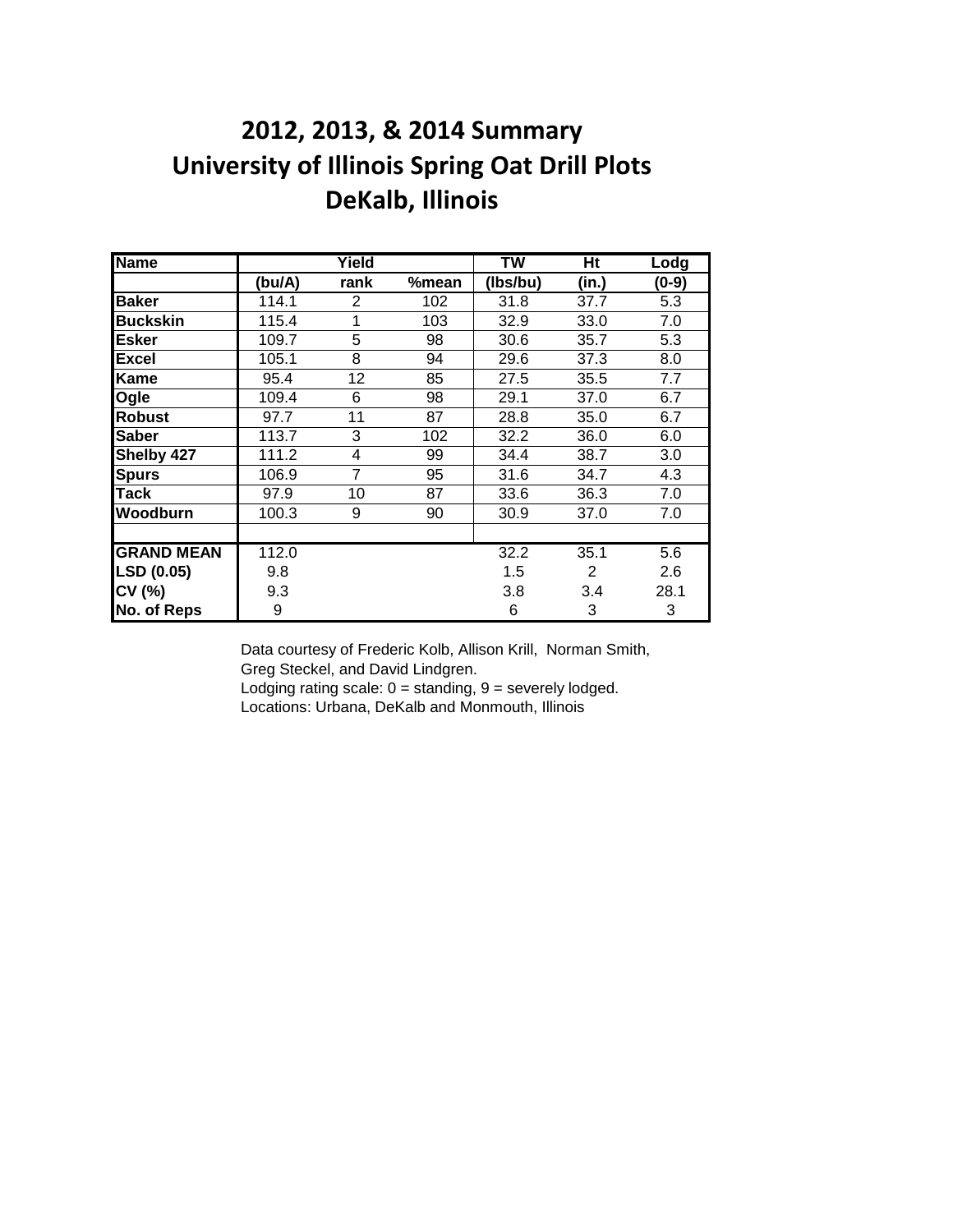# 2012, 2013, & 2014 Summary
# University of Illinois Spring Oat Drill Plots
# DeKalb, Illinois

| Name | Yield | | | TW | Ht | Lodg |
|---|---|---|---|---|---|---|
| | (bu/A) | rank | %mean | (lbs/bu) | (in.) | (0-9) |
| **Baker** | 114.1 | 2 | 102 | 31.8 | 37.7 | 5.3 |
| **Buckskin** | 115.4 | 1 | 103 | 32.9 | 33.0 | 7.0 |
| **Esker** | 109.7 | 5 | 98 | 30.6 | 35.7 | 5.3 |
| **Excel** | 105.1 | 8 | 94 | 29.6 | 37.3 | 8.0 |
| **Kame** | 95.4 | 12 | 85 | 27.5 | 35.5 | 7.7 |
| **Ogle** | 109.4 | 6 | 98 | 29.1 | 37.0 | 6.7 |
| **Robust** | 97.7 | 11 | 87 | 28.8 | 35.0 | 6.7 |
| **Saber** | 113.7 | 3 | 102 | 32.2 | 36.0 | 6.0 |
| **Shelby 427** | 111.2 | 4 | 99 | 34.4 | 38.7 | 3.0 |
| **Spurs** | 106.9 | 7 | 95 | 31.6 | 34.7 | 4.3 |
| **Tack** | 97.9 | 10 | 87 | 33.6 | 36.3 | 7.0 |
| **Woodburn** | 100.3 | 9 | 90 | 30.9 | 37.0 | 7.0 |
| | | | | | | |
| **GRAND MEAN** | 112.0 | | | 32.2 | 35.1 | 5.6 |
| **LSD (0.05)** | 9.8 | | | 1.5 | 2 | 2.6 |
| **CV (%)** | 9.3 | | | 3.8 | 3.4 | 28.1 |
| **No. of Reps** | 9 | | | 6 | 3 | 3 |

Data courtesy of Frederic Kolb, Allison Krill, Norman Smith, Greg Steckel, and David Lindgren.
Lodging rating scale: 0 = standing, 9 = severely lodged.
Locations: Urbana, DeKalb and Monmouth, Illinois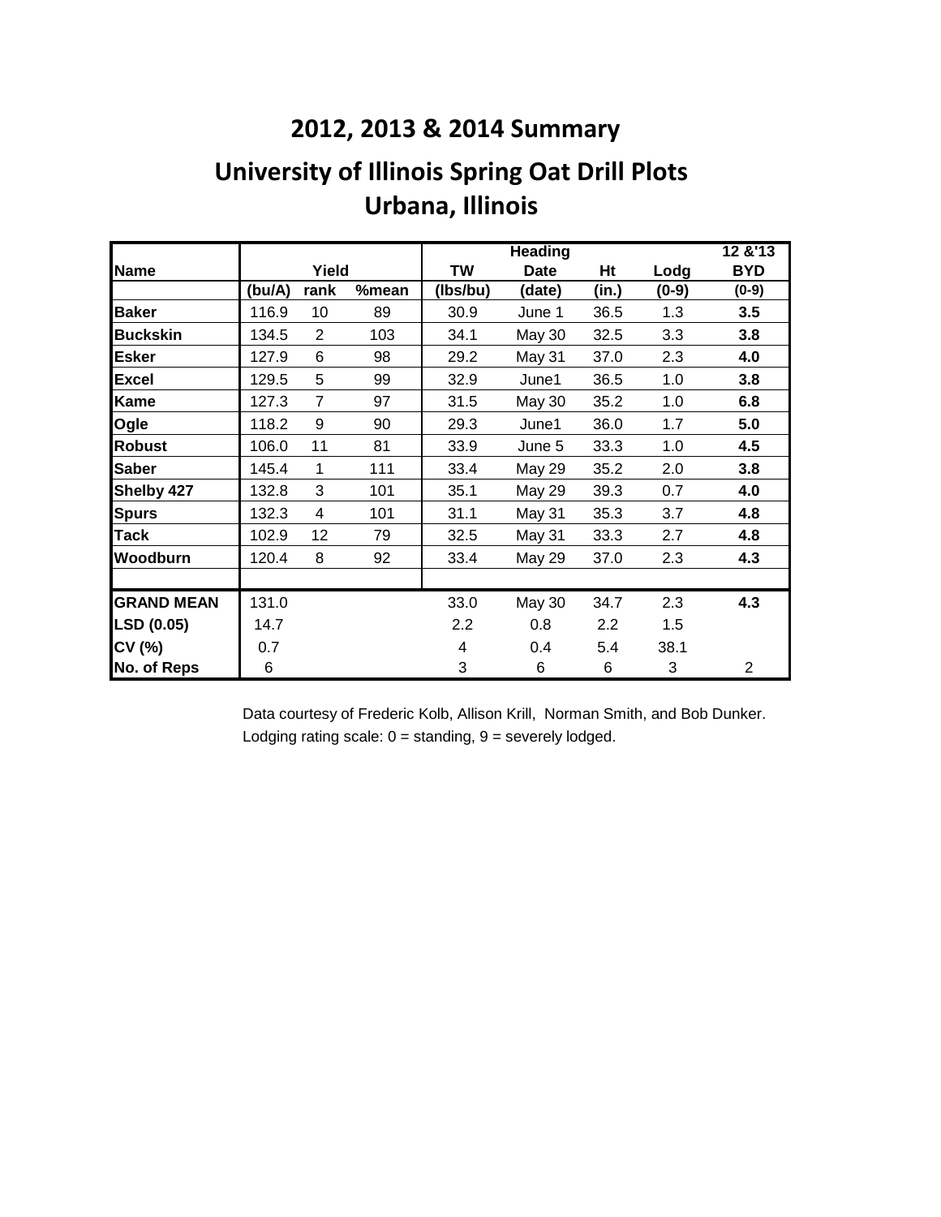# 2012, 2013 & 2014 Summary

## University of Illinois Spring Oat Drill Plots
## Urbana, Illinois

| Name | Yield | | | TW | Heading Date | Ht | Lodg | 12 &'13 BYD |
|---|---|---|---|---|---|---|---|---|
| | (bu/A) | rank | %mean | (lbs/bu) | (date) | (in.) | (0-9) | (0-9) |
| **Baker** | 116.9 | 10 | 89 | 30.9 | June 1 | 36.5 | 1.3 | **3.5** |
| **Buckskin** | 134.5 | 2 | 103 | 34.1 | May 30 | 32.5 | 3.3 | **3.8** |
| **Esker** | 127.9 | 6 | 98 | 29.2 | May 31 | 37.0 | 2.3 | **4.0** |
| **Excel** | 129.5 | 5 | 99 | 32.9 | June1 | 36.5 | 1.0 | **3.8** |
| **Kame** | 127.3 | 7 | 97 | 31.5 | May 30 | 35.2 | 1.0 | **6.8** |
| **Ogle** | 118.2 | 9 | 90 | 29.3 | June1 | 36.0 | 1.7 | **5.0** |
| **Robust** | 106.0 | 11 | 81 | 33.9 | June 5 | 33.3 | 1.0 | **4.5** |
| **Saber** | 145.4 | 1 | 111 | 33.4 | May 29 | 35.2 | 2.0 | **3.8** |
| **Shelby 427** | 132.8 | 3 | 101 | 35.1 | May 29 | 39.3 | 0.7 | **4.0** |
| **Spurs** | 132.3 | 4 | 101 | 31.1 | May 31 | 35.3 | 3.7 | **4.8** |
| **Tack** | 102.9 | 12 | 79 | 32.5 | May 31 | 33.3 | 2.7 | **4.8** |
| **Woodburn** | 120.4 | 8 | 92 | 33.4 | May 29 | 37.0 | 2.3 | **4.3** |
| | | | | | | | | |
| **GRAND MEAN** | 131.0 | | | 33.0 | May 30 | 34.7 | 2.3 | **4.3** |
| **LSD (0.05)** | 14.7 | | | 2.2 | 0.8 | 2.2 | 1.5 | |
| **CV (%)** | 0.7 | | | 4 | 0.4 | 5.4 | 38.1 | |
| **No. of Reps** | 6 | | | 3 | 6 | 6 | 3 | 2 |

Data courtesy of Frederic Kolb, Allison Krill, Norman Smith, and Bob Dunker.
Lodging rating scale: 0 = standing, 9 = severely lodged.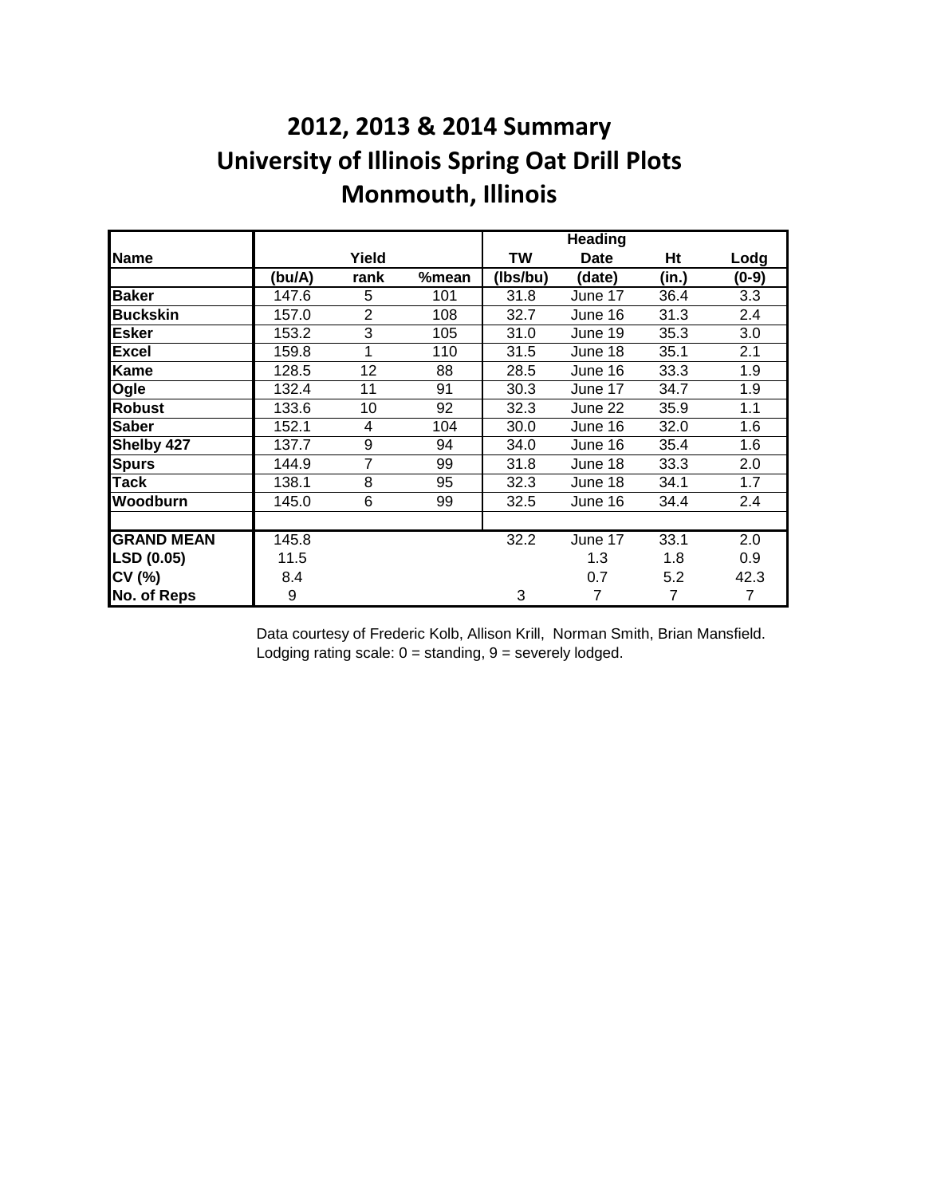# 2012, 2013 & 2014 Summary
# University of Illinois Spring Oat Drill Plots
# Monmouth, Illinois

| Name | Yield | | | TW | Heading Date | Ht | Lodg |
|---|---|---|---|---|---|---|---|
| | (bu/A) | rank | %mean | (lbs/bu) | (date) | (in.) | (0-9) |
| **Baker** | 147.6 | 5 | 101 | 31.8 | June 17 | 36.4 | 3.3 |
| **Buckskin** | 157.0 | 2 | 108 | 32.7 | June 16 | 31.3 | 2.4 |
| **Esker** | 153.2 | 3 | 105 | 31.0 | June 19 | 35.3 | 3.0 |
| **Excel** | 159.8 | 1 | 110 | 31.5 | June 18 | 35.1 | 2.1 |
| **Kame** | 128.5 | 12 | 88 | 28.5 | June 16 | 33.3 | 1.9 |
| **Ogle** | 132.4 | 11 | 91 | 30.3 | June 17 | 34.7 | 1.9 |
| **Robust** | 133.6 | 10 | 92 | 32.3 | June 22 | 35.9 | 1.1 |
| **Saber** | 152.1 | 4 | 104 | 30.0 | June 16 | 32.0 | 1.6 |
| **Shelby 427** | 137.7 | 9 | 94 | 34.0 | June 16 | 35.4 | 1.6 |
| **Spurs** | 144.9 | 7 | 99 | 31.8 | June 18 | 33.3 | 2.0 |
| **Tack** | 138.1 | 8 | 95 | 32.3 | June 18 | 34.1 | 1.7 |
| **Woodburn** | 145.0 | 6 | 99 | 32.5 | June 16 | 34.4 | 2.4 |
| | | | | | | | |
| **GRAND MEAN** | 145.8 | | | 32.2 | June 17 | 33.1 | 2.0 |
| **LSD (0.05)** | 11.5 | | | | 1.3 | 1.8 | 0.9 |
| **CV (%)** | 8.4 | | | | 0.7 | 5.2 | 42.3 |
| **No. of Reps** | 9 | | | 3 | 7 | 7 | 7 |

Data courtesy of Frederic Kolb, Allison Krill, Norman Smith, Brian Mansfield.
Lodging rating scale: 0 = standing, 9 = severely lodged.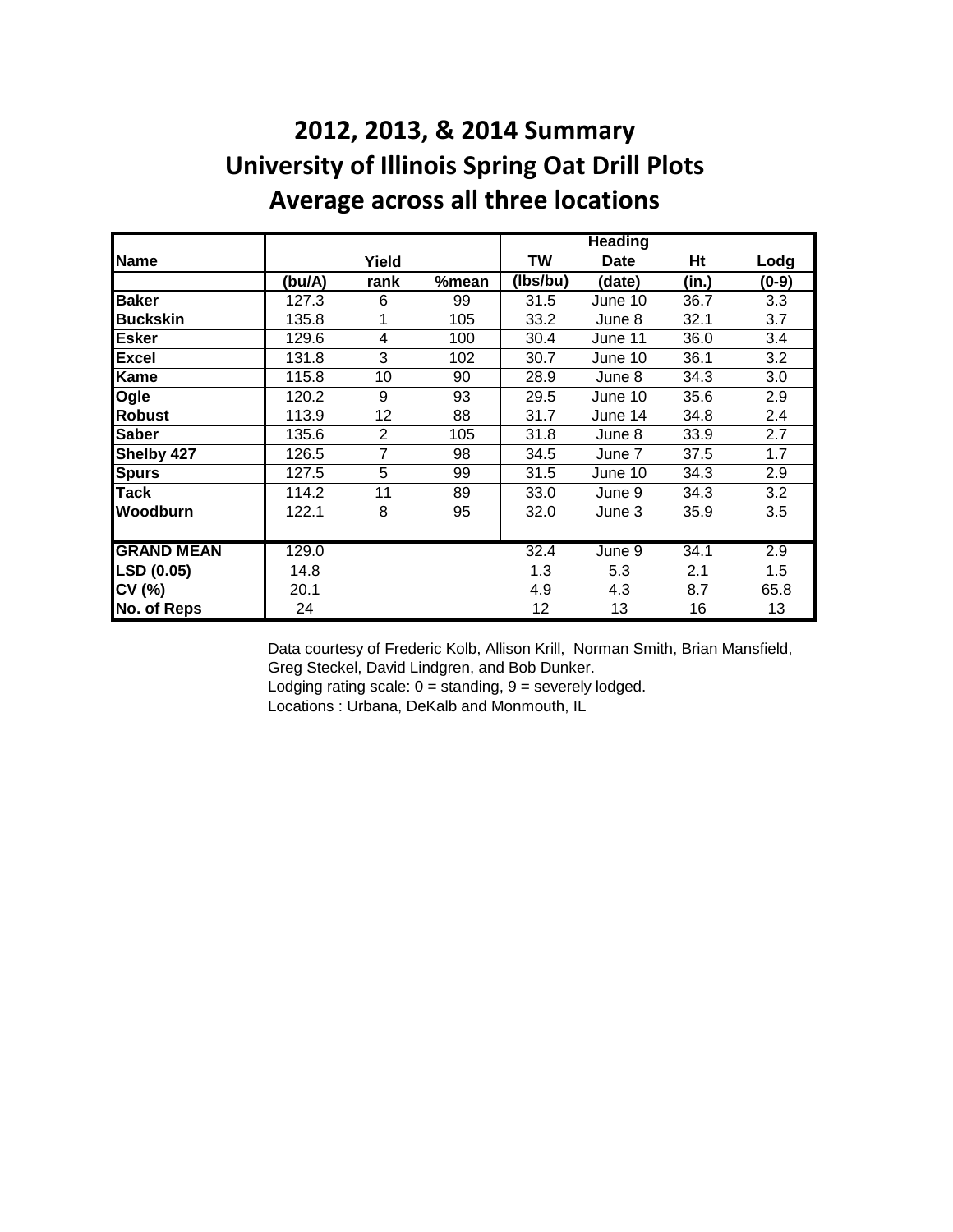# 2012, 2013, & 2014 Summary
# University of Illinois Spring Oat Drill Plots
# Average across all three locations

| Name | Yield | | | TW | Heading Date | Ht | Lodg |
|---|---|---|---|---|---|---|---|
| | (bu/A) | rank | %mean | (lbs/bu) | (date) | (in.) | (0-9) |
| **Baker** | 127.3 | 6 | 99 | 31.5 | June 10 | 36.7 | 3.3 |
| **Buckskin** | 135.8 | 1 | 105 | 33.2 | June 8 | 32.1 | 3.7 |
| **Esker** | 129.6 | 4 | 100 | 30.4 | June 11 | 36.0 | 3.4 |
| **Excel** | 131.8 | 3 | 102 | 30.7 | June 10 | 36.1 | 3.2 |
| **Kame** | 115.8 | 10 | 90 | 28.9 | June 8 | 34.3 | 3.0 |
| **Ogle** | 120.2 | 9 | 93 | 29.5 | June 10 | 35.6 | 2.9 |
| **Robust** | 113.9 | 12 | 88 | 31.7 | June 14 | 34.8 | 2.4 |
| **Saber** | 135.6 | 2 | 105 | 31.8 | June 8 | 33.9 | 2.7 |
| **Shelby 427** | 126.5 | 7 | 98 | 34.5 | June 7 | 37.5 | 1.7 |
| **Spurs** | 127.5 | 5 | 99 | 31.5 | June 10 | 34.3 | 2.9 |
| **Tack** | 114.2 | 11 | 89 | 33.0 | June 9 | 34.3 | 3.2 |
| **Woodburn** | 122.1 | 8 | 95 | 32.0 | June 3 | 35.9 | 3.5 |
| | | | | | | | |
| **GRAND MEAN** | 129.0 | | | 32.4 | June 9 | 34.1 | 2.9 |
| **LSD (0.05)** | 14.8 | | | 1.3 | 5.3 | 2.1 | 1.5 |
| **CV (%)** | 20.1 | | | 4.9 | 4.3 | 8.7 | 65.8 |
| **No. of Reps** | 24 | | | 12 | 13 | 16 | 13 |

Data courtesy of Frederic Kolb, Allison Krill, Norman Smith, Brian Mansfield, Greg Steckel, David Lindgren, and Bob Dunker.
Lodging rating scale: 0 = standing, 9 = severely lodged.
Locations : Urbana, DeKalb and Monmouth, IL